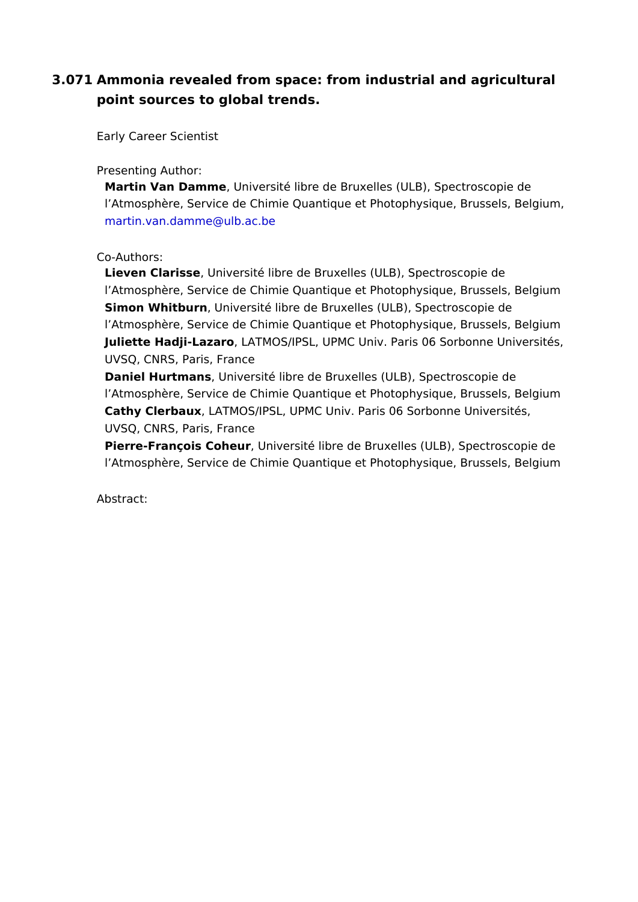# 3.071 Ammonia revealed from space: from industrial and agricultural point sources to global trends.

Early Career Scientist

Presenting Author:

**Martin Van Damme**, Université libre de Bruxelles (ULB), Spectroscopie de l’Atmosphère, Service de Chimie Quantique et Photophysique, Brussels, Belgium, martin.van.damme@ulb.ac.be

Co-Authors:

**Lieven Clarisse**, Université libre de Bruxelles (ULB), Spectroscopie de l’Atmosphère, Service de Chimie Quantique et Photophysique, Brussels, Belgium

**Simon Whitburn**, Université libre de Bruxelles (ULB), Spectroscopie de l’Atmosphère, Service de Chimie Quantique et Photophysique, Brussels, Belgium

**Juliette Hadji-Lazaro**, LATMOS/IPSL, UPMC Univ. Paris 06 Sorbonne Universités, UVSQ, CNRS, Paris, France

**Daniel Hurtmans**, Université libre de Bruxelles (ULB), Spectroscopie de l’Atmosphère, Service de Chimie Quantique et Photophysique, Brussels, Belgium

**Cathy Clerbaux**, LATMOS/IPSL, UPMC Univ. Paris 06 Sorbonne Universités, UVSQ, CNRS, Paris, France

**Pierre-François Coheur**, Université libre de Bruxelles (ULB), Spectroscopie de l’Atmosphère, Service de Chimie Quantique et Photophysique, Brussels, Belgium

Abstract: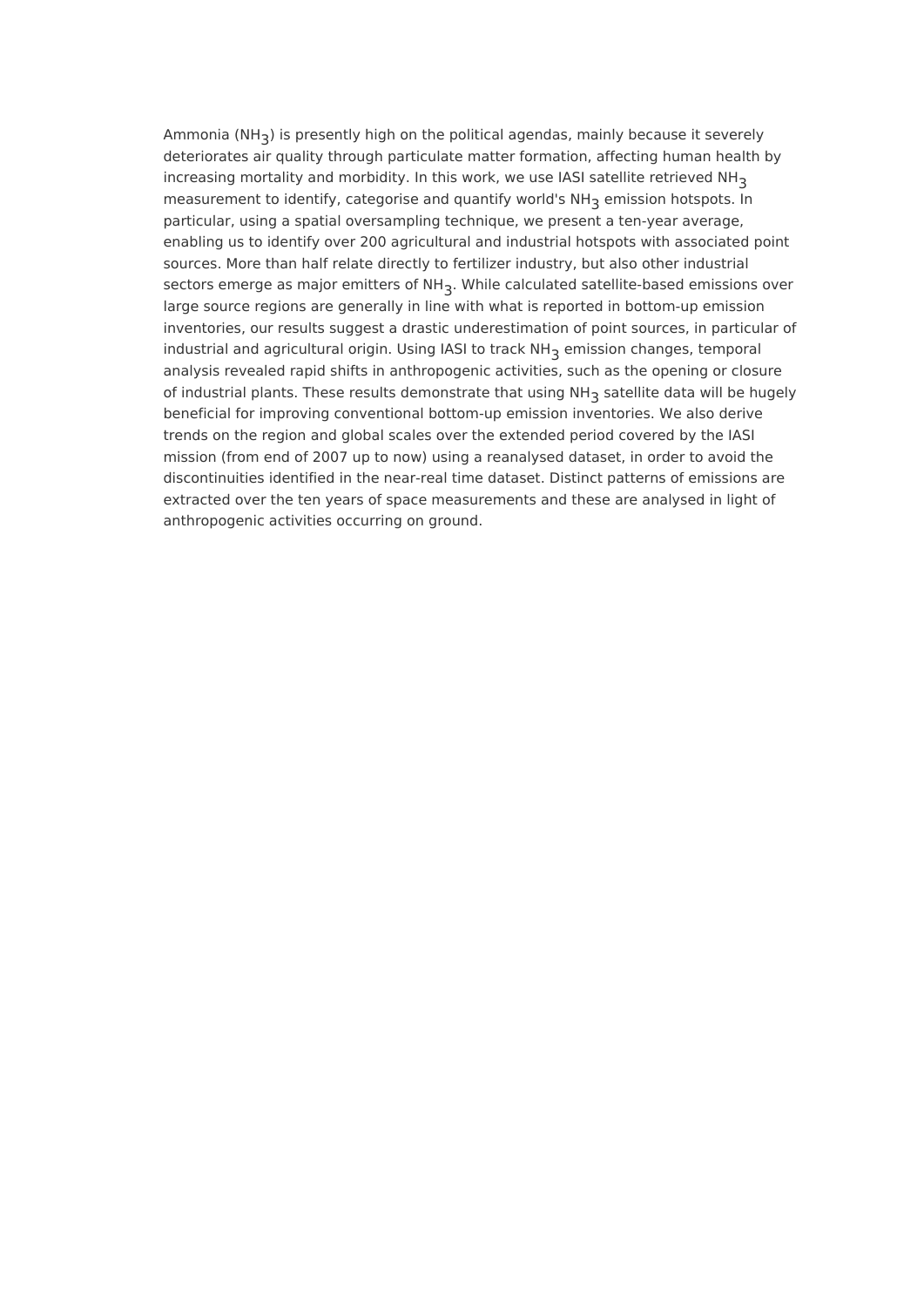Ammonia ($NH_3$) is presently high on the political agendas, mainly because it severely deteriorates air quality through particulate matter formation, affecting human health by increasing mortality and morbidity. In this work, we use IASI satellite retrieved $NH_3$ measurement to identify, categorise and quantify world's $NH_3$ emission hotspots. In particular, using a spatial oversampling technique, we present a ten-year average, enabling us to identify over 200 agricultural and industrial hotspots with associated point sources. More than half relate directly to fertilizer industry, but also other industrial sectors emerge as major emitters of $NH_3$. While calculated satellite-based emissions over large source regions are generally in line with what is reported in bottom-up emission inventories, our results suggest a drastic underestimation of point sources, in particular of industrial and agricultural origin. Using IASI to track $NH_3$ emission changes, temporal analysis revealed rapid shifts in anthropogenic activities, such as the opening or closure of industrial plants. These results demonstrate that using $NH_3$ satellite data will be hugely beneficial for improving conventional bottom-up emission inventories. We also derive trends on the region and global scales over the extended period covered by the IASI mission (from end of 2007 up to now) using a reanalysed dataset, in order to avoid the discontinuities identified in the near-real time dataset. Distinct patterns of emissions are extracted over the ten years of space measurements and these are analysed in light of anthropogenic activities occurring on ground.